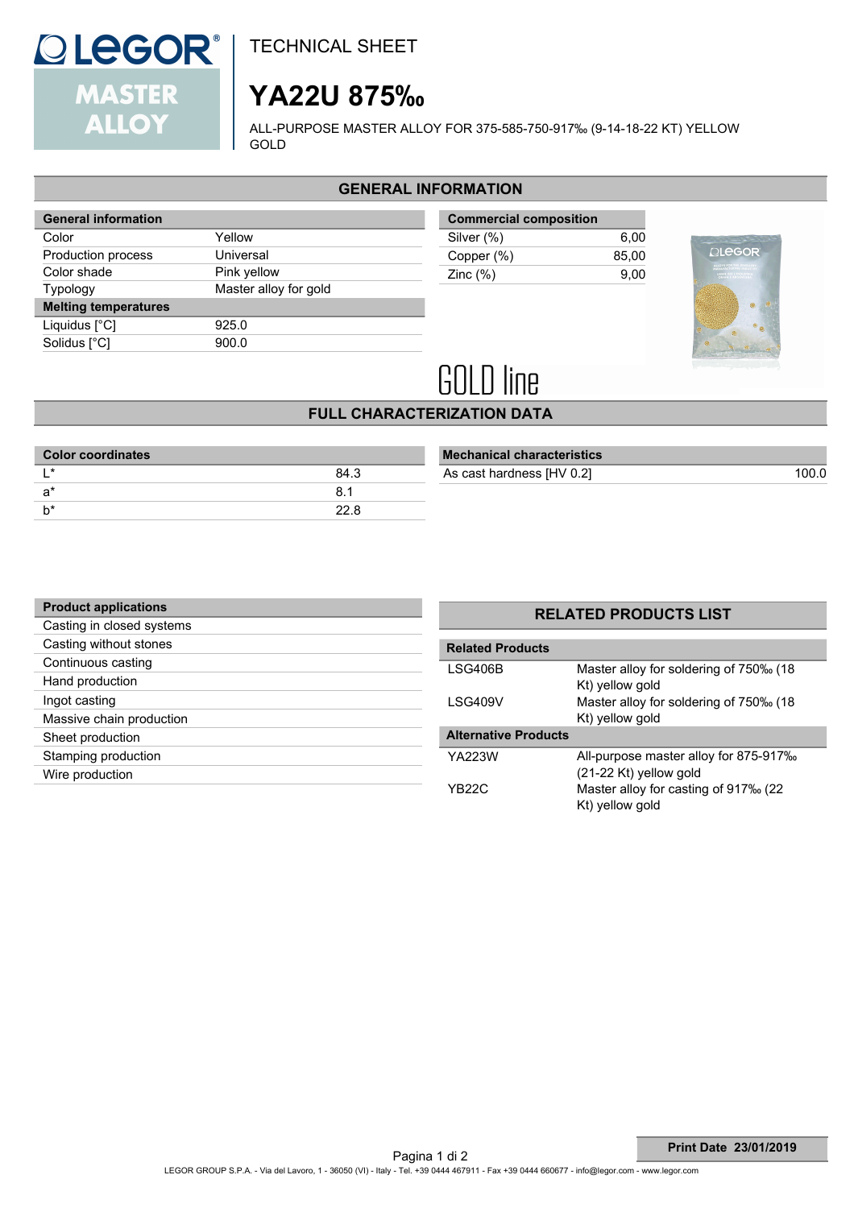# TECHNICAL SHEET

# YA22U 875‰

ALL-PURPOSE MASTER ALLOY FOR 375-585-750-917‰ (9-14-18-22 KT) YELLOW GOLD

## GENERAL INFORMATION

| General information | |
|---|---|
| Color | Yellow |
| Production process | Universal |
| Color shade | Pink yellow |
| Typology | Master alloy for gold |
| **Melting temperatures** | |
| Liquidus [°C] | 925.0 |
| Solidus [°C] | 900.0 |

| Commercial composition | |
|---|---|
| Silver (%) | 6,00 |
| Copper (%) | 85,00 |
| Zinc (%) | 9,00 |

GOLD line

## FULL CHARACTERIZATION DATA

| Color coordinates | |
|---|---|
| L* | 84.3 |
| a* | 8.1 |
| b* | 22.8 |

| Mechanical characteristics | |
|---|---|
| As cast hardness [HV 0.2] | 100.0 |

| Product applications |
|---|
| Casting in closed systems |
| Casting without stones |
| Continuous casting |
| Hand production |
| Ingot casting |
| Massive chain production |
| Sheet production |
| Stamping production |
| Wire production |

## RELATED PRODUCTS LIST

| Related Products | |
|---|---|
| LSG406B | Master alloy for soldering of 750‰ (18 Kt) yellow gold |
| LSG409V | Master alloy for soldering of 750‰ (18 Kt) yellow gold |
| **Alternative Products** | |
| YA223W | All-purpose master alloy for 875-917‰ (21-22 Kt) yellow gold |
| YB22C | Master alloy for casting of 917‰ (22 Kt) yellow gold |

**Print Date 23/01/2019**

LEGOR GROUP S.P.A. - Via del Lavoro, 1 - 36050 (VI) - Italy - Tel. +39 0444 467911 - Fax +39 0444 660677 - info@legor.com - www.legor.com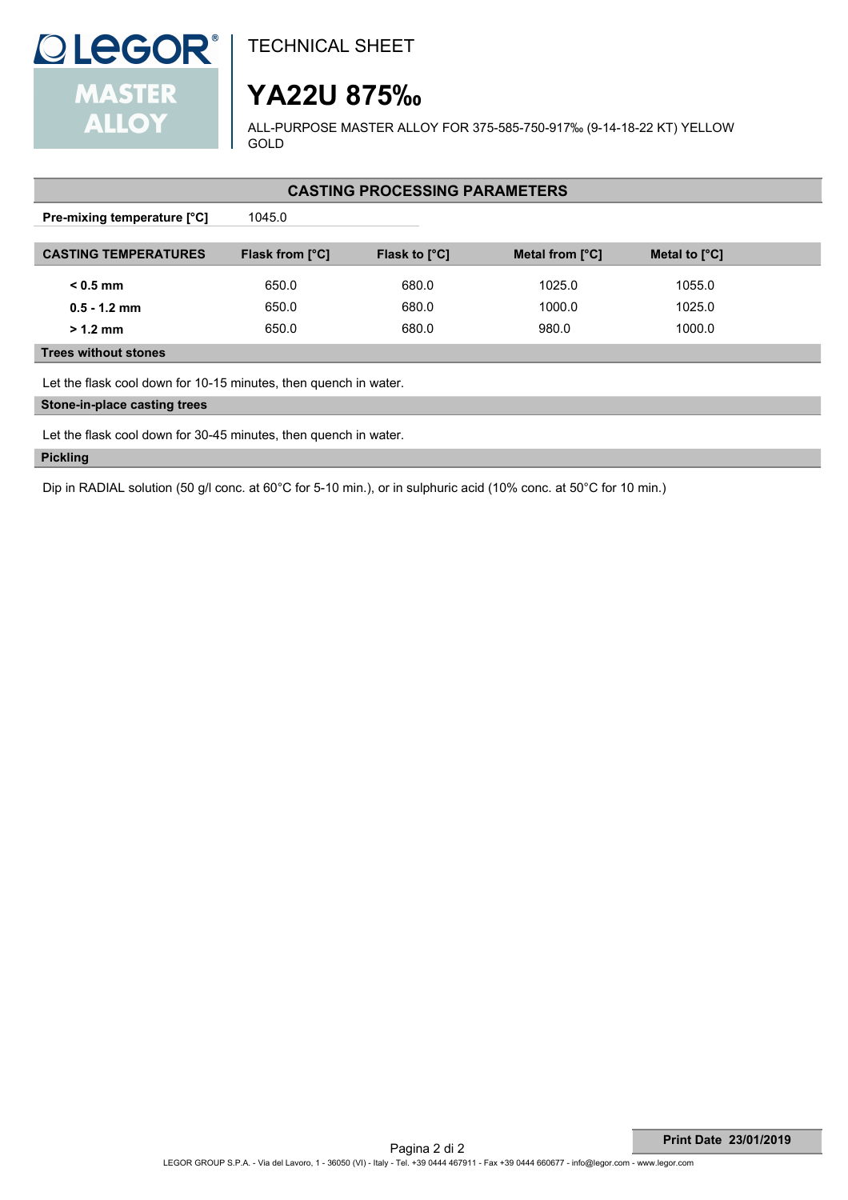LEGOR® MASTER ALLOY

TECHNICAL SHEET

# YA22U 875‰

ALL-PURPOSE MASTER ALLOY FOR 375-585-750-917‰ (9-14-18-22 KT) YELLOW GOLD

## CASTING PROCESSING PARAMETERS

**Pre-mixing temperature [°C]** 1045.0

| CASTING TEMPERATURES | Flask from [°C] | Flask to [°C] | Metal from [°C] | Metal to [°C] |
|---|---|---|---|---|
| **< 0.5 mm** | 650.0 | 680.0 | 1025.0 | 1055.0 |
| **0.5 - 1.2 mm** | 650.0 | 680.0 | 1000.0 | 1025.0 |
| **> 1.2 mm** | 650.0 | 680.0 | 980.0 | 1000.0 |

### Trees without stones

Let the flask cool down for 10-15 minutes, then quench in water.

### Stone-in-place casting trees

Let the flask cool down for 30-45 minutes, then quench in water.

### Pickling

Dip in RADIAL solution (50 g/l conc. at 60°C for 5-10 min.), or in sulphuric acid (10% conc. at 50°C for 10 min.)

**Print Date 23/01/2019**

LEGOR GROUP S.P.A. - Via del Lavoro, 1 - 36050 (VI) - Italy - Tel. +39 0444 467911 - Fax +39 0444 660677 - info@legor.com - www.legor.com